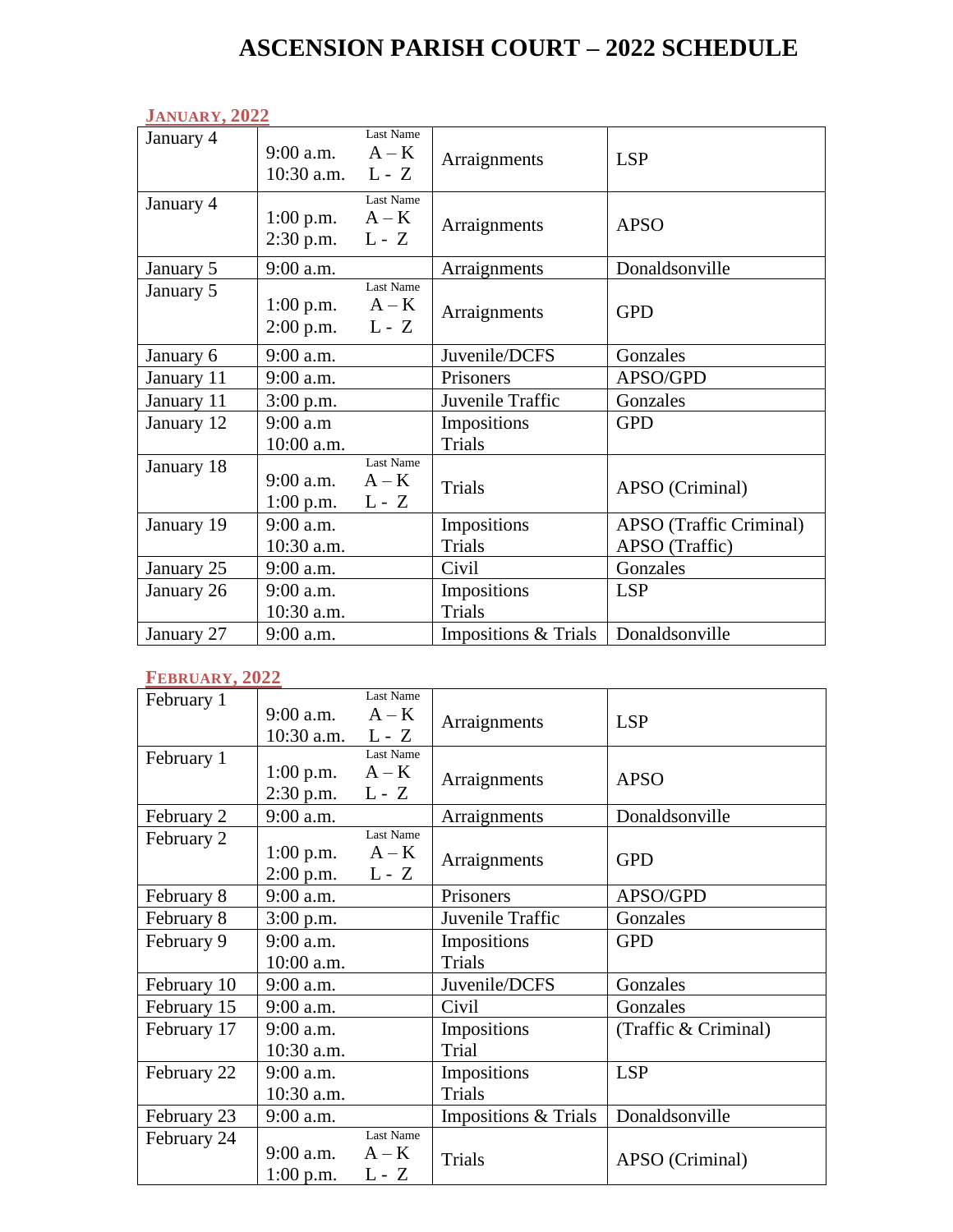# ASCENSION PARISH COURT – 2022 SCHEDULE

## JANUARY, 2022

| Date | Time | Last Name | Type | Agency |
|---|---|---|---|---|
| January 4 | 9:00 a.m.<br>10:30 a.m. | A – K<br>L - Z | Arraignments | LSP |
| January 4 | 1:00 p.m.<br>2:30 p.m. | A – K<br>L - Z | Arraignments | APSO |
| January 5 | 9:00 a.m. | | Arraignments | Donaldsonville |
| January 5 | 1:00 p.m.<br>2:00 p.m. | A – K<br>L - Z | Arraignments | GPD |
| January 6 | 9:00 a.m. | | Juvenile/DCFS | Gonzales |
| January 11 | 9:00 a.m. | | Prisoners | APSO/GPD |
| January 11 | 3:00 p.m. | | Juvenile Traffic | Gonzales |
| January 12 | 9:00 a.m<br>10:00 a.m. | | Impositions<br>Trials | GPD |
| January 18 | 9:00 a.m.<br>1:00 p.m. | A – K<br>L - Z | Trials | APSO (Criminal) |
| January 19 | 9:00 a.m.<br>10:30 a.m. | | Impositions<br>Trials | APSO (Traffic Criminal)<br>APSO (Traffic) |
| January 25 | 9:00 a.m. | | Civil | Gonzales |
| January 26 | 9:00 a.m.<br>10:30 a.m. | | Impositions<br>Trials | LSP |
| January 27 | 9:00 a.m. | | Impositions & Trials | Donaldsonville |

## FEBRUARY, 2022

| Date | Time | Last Name | Type | Agency |
|---|---|---|---|---|
| February 1 | 9:00 a.m.<br>10:30 a.m. | A – K<br>L - Z | Arraignments | LSP |
| February 1 | 1:00 p.m.<br>2:30 p.m. | A – K<br>L - Z | Arraignments | APSO |
| February 2 | 9:00 a.m. | | Arraignments | Donaldsonville |
| February 2 | 1:00 p.m.<br>2:00 p.m. | A – K<br>L - Z | Arraignments | GPD |
| February 8 | 9:00 a.m. | | Prisoners | APSO/GPD |
| February 8 | 3:00 p.m. | | Juvenile Traffic | Gonzales |
| February 9 | 9:00 a.m.<br>10:00 a.m. | | Impositions<br>Trials | GPD |
| February 10 | 9:00 a.m. | | Juvenile/DCFS | Gonzales |
| February 15 | 9:00 a.m. | | Civil | Gonzales |
| February 17 | 9:00 a.m.<br>10:30 a.m. | | Impositions<br>Trial | (Traffic & Criminal) |
| February 22 | 9:00 a.m.<br>10:30 a.m. | | Impositions<br>Trials | LSP |
| February 23 | 9:00 a.m. | | Impositions & Trials | Donaldsonville |
| February 24 | 9:00 a.m.<br>1:00 p.m. | A – K<br>L - Z | Trials | APSO (Criminal) |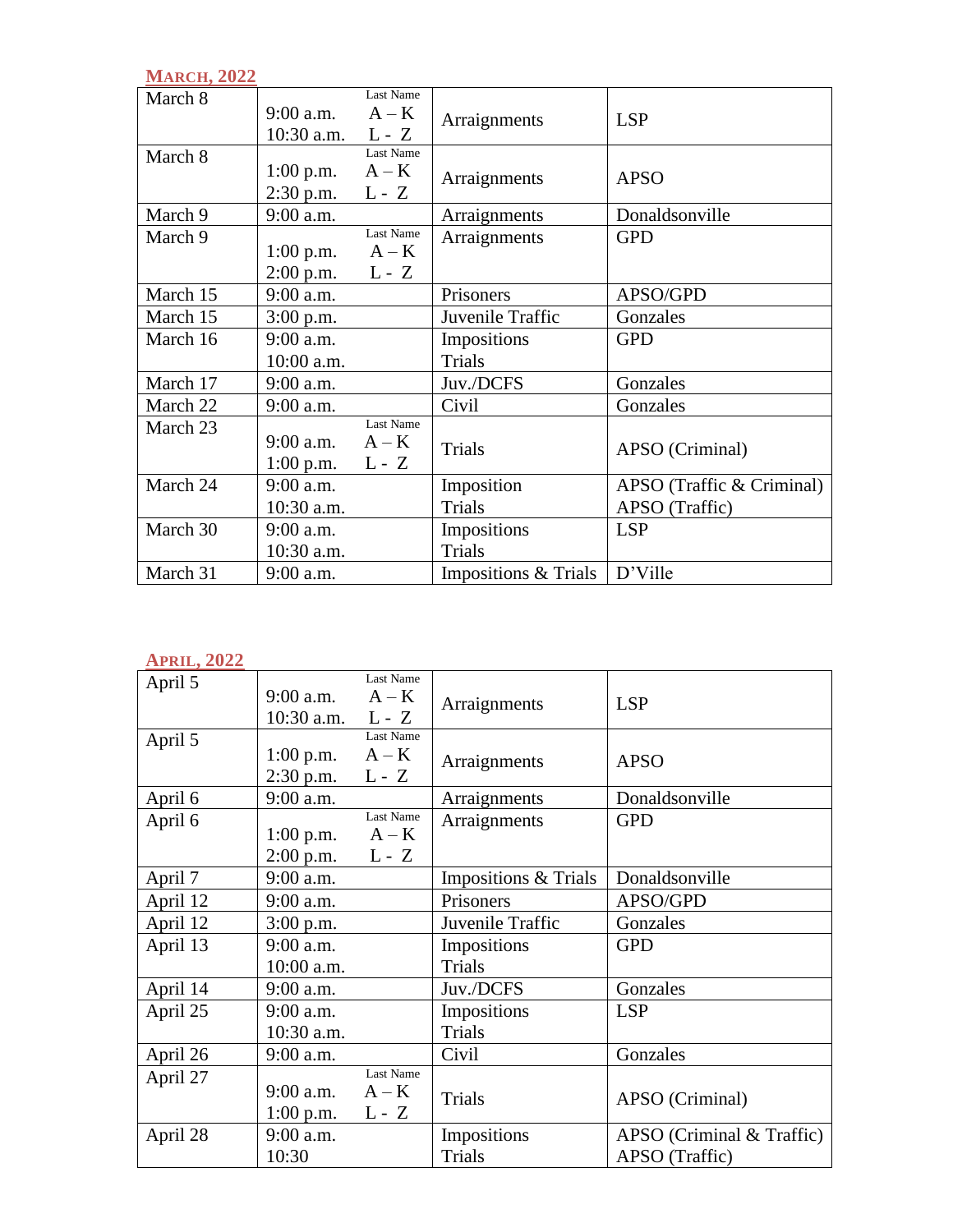## MARCH, 2022

| Date | Time | Last Name | Type | Location |
|---|---|---|---|---|
| March 8 | 9:00 a.m.<br>10:30 a.m. | A – K<br>L - Z | Arraignments | LSP |
| March 8 | 1:00 p.m.<br>2:30 p.m. | A – K<br>L - Z | Arraignments | APSO |
| March 9 | 9:00 a.m. | | Arraignments | Donaldsonville |
| March 9 | 1:00 p.m.<br>2:00 p.m. | A – K<br>L - Z | Arraignments | GPD |
| March 15 | 9:00 a.m. | | Prisoners | APSO/GPD |
| March 15 | 3:00 p.m. | | Juvenile Traffic | Gonzales |
| March 16 | 9:00 a.m.<br>10:00 a.m. | | Impositions<br>Trials | GPD |
| March 17 | 9:00 a.m. | | Juv./DCFS | Gonzales |
| March 22 | 9:00 a.m. | | Civil | Gonzales |
| March 23 | 9:00 a.m.<br>1:00 p.m. | A – K<br>L - Z | Trials | APSO (Criminal) |
| March 24 | 9:00 a.m.<br>10:30 a.m. | | Imposition<br>Trials | APSO (Traffic & Criminal)<br>APSO (Traffic) |
| March 30 | 9:00 a.m.<br>10:30 a.m. | | Impositions<br>Trials | LSP |
| March 31 | 9:00 a.m. | | Impositions & Trials | D'Ville |

## APRIL, 2022

| Date | Time | Last Name | Type | Location |
|---|---|---|---|---|
| April 5 | 9:00 a.m.<br>10:30 a.m. | A – K<br>L - Z | Arraignments | LSP |
| April 5 | 1:00 p.m.<br>2:30 p.m. | A – K<br>L - Z | Arraignments | APSO |
| April 6 | 9:00 a.m. | | Arraignments | Donaldsonville |
| April 6 | 1:00 p.m.<br>2:00 p.m. | A – K<br>L - Z | Arraignments | GPD |
| April 7 | 9:00 a.m. | | Impositions & Trials | Donaldsonville |
| April 12 | 9:00 a.m. | | Prisoners | APSO/GPD |
| April 12 | 3:00 p.m. | | Juvenile Traffic | Gonzales |
| April 13 | 9:00 a.m.<br>10:00 a.m. | | Impositions<br>Trials | GPD |
| April 14 | 9:00 a.m. | | Juv./DCFS | Gonzales |
| April 25 | 9:00 a.m.<br>10:30 a.m. | | Impositions<br>Trials | LSP |
| April 26 | 9:00 a.m. | | Civil | Gonzales |
| April 27 | 9:00 a.m.<br>1:00 p.m. | A – K<br>L - Z | Trials | APSO (Criminal) |
| April 28 | 9:00 a.m.<br>10:30 | | Impositions<br>Trials | APSO (Criminal & Traffic)<br>APSO (Traffic) |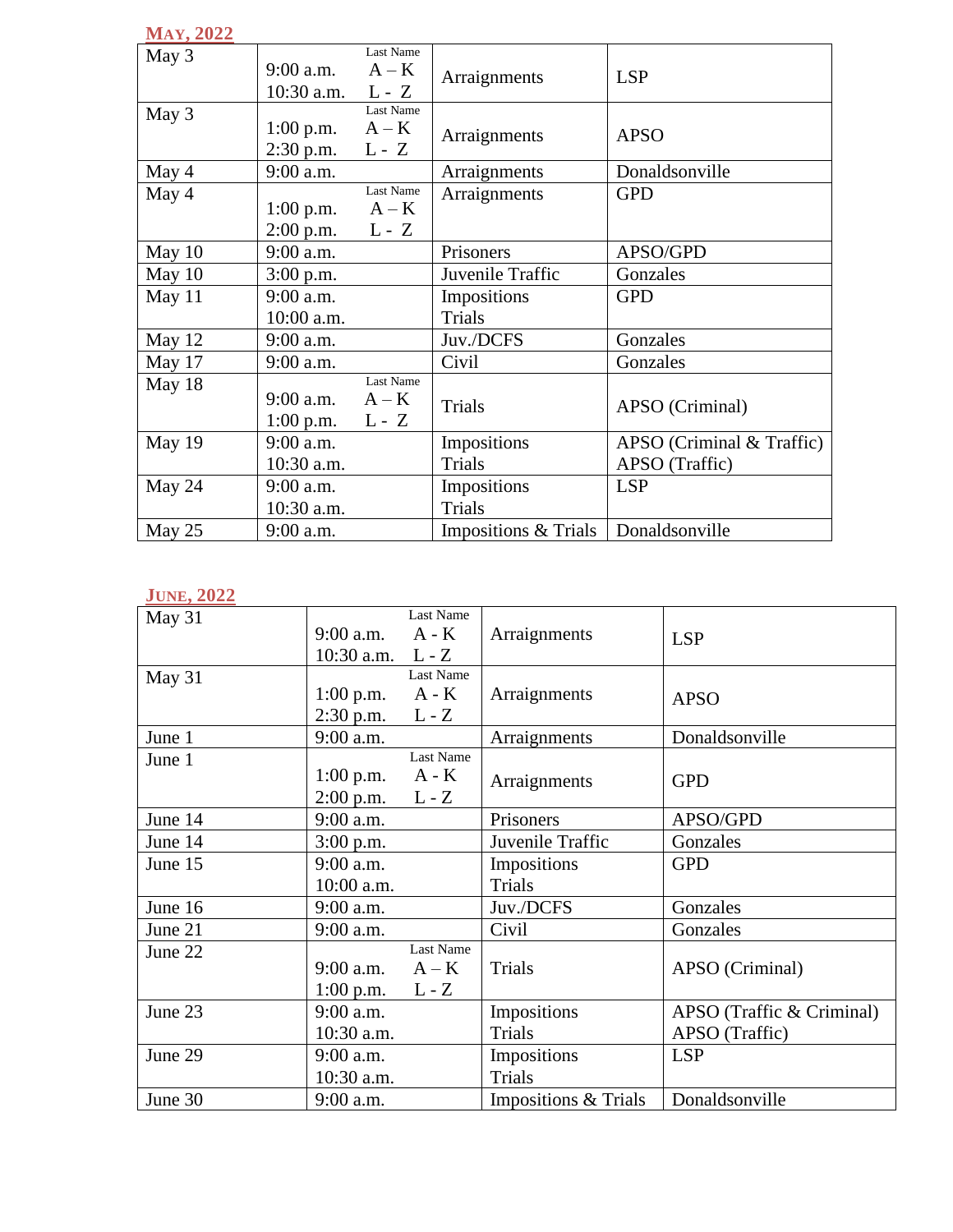## MAY, 2022

| | | | |
|---|---|---|---|
| May 3 | Last Name<br>9:00 a.m. A – K<br>10:30 a.m. L - Z | Arraignments | LSP |
| May 3 | Last Name<br>1:00 p.m. A – K<br>2:30 p.m. L - Z | Arraignments | APSO |
| May 4 | 9:00 a.m. | Arraignments | Donaldsonville |
| May 4 | Last Name<br>1:00 p.m. A – K<br>2:00 p.m. L - Z | Arraignments | GPD |
| May 10 | 9:00 a.m. | Prisoners | APSO/GPD |
| May 10 | 3:00 p.m. | Juvenile Traffic | Gonzales |
| May 11 | 9:00 a.m.<br>10:00 a.m. | Impositions<br>Trials | GPD |
| May 12 | 9:00 a.m. | Juv./DCFS | Gonzales |
| May 17 | 9:00 a.m. | Civil | Gonzales |
| May 18 | Last Name<br>9:00 a.m. A – K<br>1:00 p.m. L - Z | Trials | APSO (Criminal) |
| May 19 | 9:00 a.m.<br>10:30 a.m. | Impositions<br>Trials | APSO (Criminal & Traffic)<br>APSO (Traffic) |
| May 24 | 9:00 a.m.<br>10:30 a.m. | Impositions<br>Trials | LSP |
| May 25 | 9:00 a.m. | Impositions & Trials | Donaldsonville |

## JUNE, 2022

| | | | |
|---|---|---|---|
| May 31 | Last Name<br>9:00 a.m. A - K<br>10:30 a.m. L - Z | Arraignments | LSP |
| May 31 | Last Name<br>1:00 p.m. A - K<br>2:30 p.m. L - Z | Arraignments | APSO |
| June 1 | 9:00 a.m. | Arraignments | Donaldsonville |
| June 1 | Last Name<br>1:00 p.m. A - K<br>2:00 p.m. L - Z | Arraignments | GPD |
| June 14 | 9:00 a.m. | Prisoners | APSO/GPD |
| June 14 | 3:00 p.m. | Juvenile Traffic | Gonzales |
| June 15 | 9:00 a.m.<br>10:00 a.m. | Impositions<br>Trials | GPD |
| June 16 | 9:00 a.m. | Juv./DCFS | Gonzales |
| June 21 | 9:00 a.m. | Civil | Gonzales |
| June 22 | Last Name<br>9:00 a.m. A – K<br>1:00 p.m. L - Z | Trials | APSO (Criminal) |
| June 23 | 9:00 a.m.<br>10:30 a.m. | Impositions<br>Trials | APSO (Traffic & Criminal)<br>APSO (Traffic) |
| June 29 | 9:00 a.m.<br>10:30 a.m. | Impositions<br>Trials | LSP |
| June 30 | 9:00 a.m. | Impositions & Trials | Donaldsonville |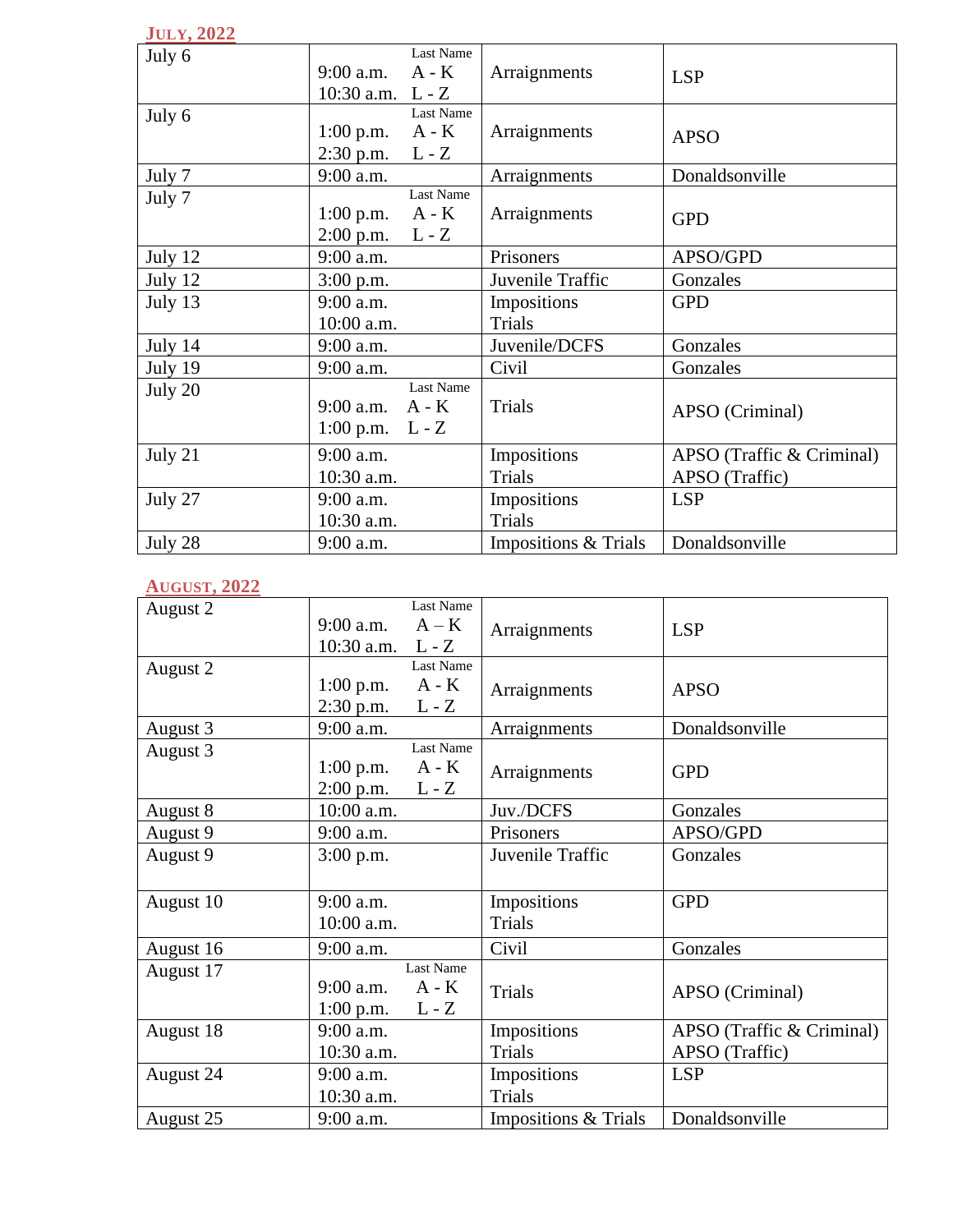## July, 2022

| | | | |
|---|---|---|---|
| July 6 | Last Name<br>9:00 a.m. A - K<br>10:30 a.m. L - Z | Arraignments | LSP |
| July 6 | Last Name<br>1:00 p.m. A - K<br>2:30 p.m. L - Z | Arraignments | APSO |
| July 7 | 9:00 a.m. | Arraignments | Donaldsonville |
| July 7 | Last Name<br>1:00 p.m. A - K<br>2:00 p.m. L - Z | Arraignments | GPD |
| July 12 | 9:00 a.m. | Prisoners | APSO/GPD |
| July 12 | 3:00 p.m. | Juvenile Traffic | Gonzales |
| July 13 | 9:00 a.m.<br>10:00 a.m. | Impositions<br>Trials | GPD |
| July 14 | 9:00 a.m. | Juvenile/DCFS | Gonzales |
| July 19 | 9:00 a.m. | Civil | Gonzales |
| July 20 | Last Name<br>9:00 a.m. A - K<br>1:00 p.m. L - Z | Trials | APSO (Criminal) |
| July 21 | 9:00 a.m.<br>10:30 a.m. | Impositions<br>Trials | APSO (Traffic & Criminal)<br>APSO (Traffic) |
| July 27 | 9:00 a.m.<br>10:30 a.m. | Impositions<br>Trials | LSP |
| July 28 | 9:00 a.m. | Impositions & Trials | Donaldsonville |

## August, 2022

| | | | |
|---|---|---|---|
| August 2 | Last Name<br>9:00 a.m. A – K<br>10:30 a.m. L - Z | Arraignments | LSP |
| August 2 | Last Name<br>1:00 p.m. A - K<br>2:30 p.m. L - Z | Arraignments | APSO |
| August 3 | 9:00 a.m. | Arraignments | Donaldsonville |
| August 3 | Last Name<br>1:00 p.m. A - K<br>2:00 p.m. L - Z | Arraignments | GPD |
| August 8 | 10:00 a.m. | Juv./DCFS | Gonzales |
| August 9 | 9:00 a.m. | Prisoners | APSO/GPD |
| August 9 | 3:00 p.m. | Juvenile Traffic | Gonzales |
| August 10 | 9:00 a.m.<br>10:00 a.m. | Impositions<br>Trials | GPD |
| August 16 | 9:00 a.m. | Civil | Gonzales |
| August 17 | Last Name<br>9:00 a.m. A - K<br>1:00 p.m. L - Z | Trials | APSO (Criminal) |
| August 18 | 9:00 a.m.<br>10:30 a.m. | Impositions<br>Trials | APSO (Traffic & Criminal)<br>APSO (Traffic) |
| August 24 | 9:00 a.m.<br>10:30 a.m. | Impositions<br>Trials | LSP |
| August 25 | 9:00 a.m. | Impositions & Trials | Donaldsonville |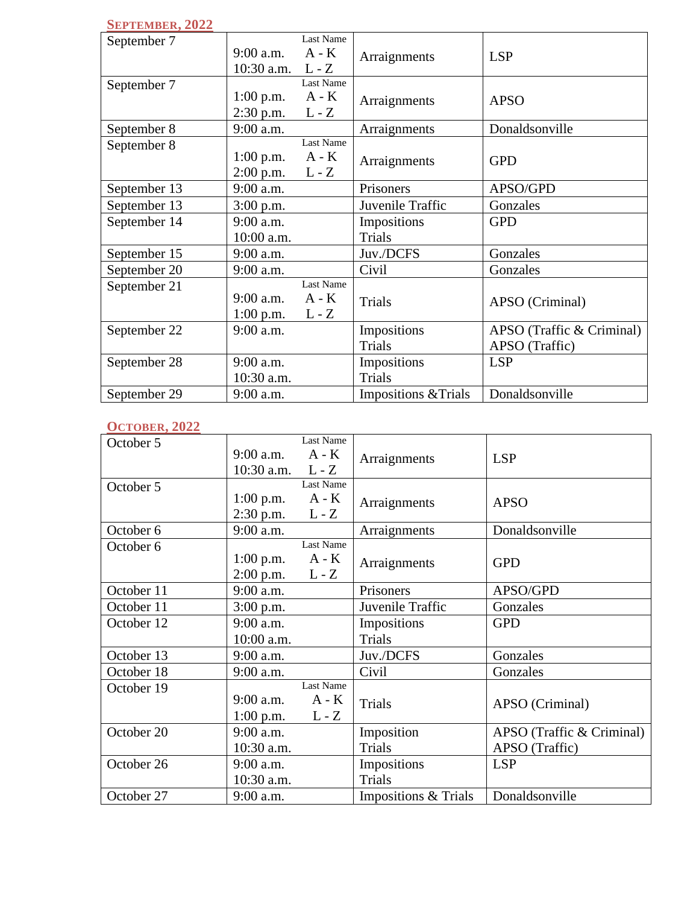## SEPTEMBER, 2022

| Date | Time | Type | Location |
|---|---|---|---|
| September 7 | Last Name<br>9:00 a.m. A - K<br>10:30 a.m. L - Z | Arraignments | LSP |
| September 7 | Last Name<br>1:00 p.m. A - K<br>2:30 p.m. L - Z | Arraignments | APSO |
| September 8 | 9:00 a.m. | Arraignments | Donaldsonville |
| September 8 | Last Name<br>1:00 p.m. A - K<br>2:00 p.m. L - Z | Arraignments | GPD |
| September 13 | 9:00 a.m. | Prisoners | APSO/GPD |
| September 13 | 3:00 p.m. | Juvenile Traffic | Gonzales |
| September 14 | 9:00 a.m.<br>10:00 a.m. | Impositions<br>Trials | GPD |
| September 15 | 9:00 a.m. | Juv./DCFS | Gonzales |
| September 20 | 9:00 a.m. | Civil | Gonzales |
| September 21 | Last Name<br>9:00 a.m. A - K<br>1:00 p.m. L - Z | Trials | APSO (Criminal) |
| September 22 | 9:00 a.m. | Impositions<br>Trials | APSO (Traffic & Criminal)<br>APSO (Traffic) |
| September 28 | 9:00 a.m.<br>10:30 a.m. | Impositions<br>Trials | LSP |
| September 29 | 9:00 a.m. | Impositions &Trials | Donaldsonville |

## OCTOBER, 2022

| Date | Time | Type | Location |
|---|---|---|---|
| October 5 | Last Name<br>9:00 a.m. A - K<br>10:30 a.m. L - Z | Arraignments | LSP |
| October 5 | Last Name<br>1:00 p.m. A - K<br>2:30 p.m. L - Z | Arraignments | APSO |
| October 6 | 9:00 a.m. | Arraignments | Donaldsonville |
| October 6 | Last Name<br>1:00 p.m. A - K<br>2:00 p.m. L - Z | Arraignments | GPD |
| October 11 | 9:00 a.m. | Prisoners | APSO/GPD |
| October 11 | 3:00 p.m. | Juvenile Traffic | Gonzales |
| October 12 | 9:00 a.m.<br>10:00 a.m. | Impositions<br>Trials | GPD |
| October 13 | 9:00 a.m. | Juv./DCFS | Gonzales |
| October 18 | 9:00 a.m. | Civil | Gonzales |
| October 19 | Last Name<br>9:00 a.m. A - K<br>1:00 p.m. L - Z | Trials | APSO (Criminal) |
| October 20 | 9:00 a.m.<br>10:30 a.m. | Imposition<br>Trials | APSO (Traffic & Criminal)<br>APSO (Traffic) |
| October 26 | 9:00 a.m.<br>10:30 a.m. | Impositions<br>Trials | LSP |
| October 27 | 9:00 a.m. | Impositions & Trials | Donaldsonville |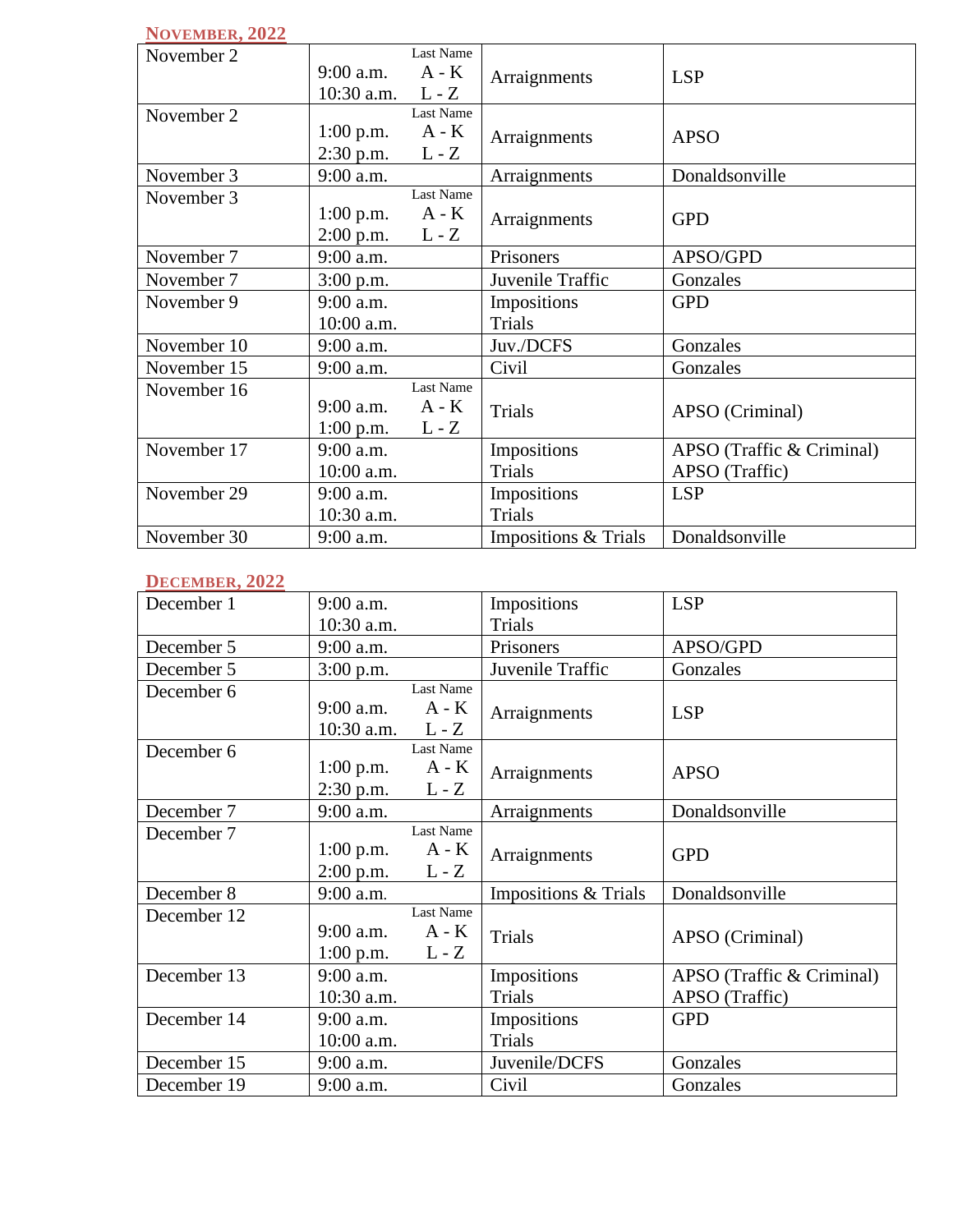## November, 2022

| | | | |
|---|---|---|---|
| November 2 | Last Name<br>9:00 a.m. A - K<br>10:30 a.m. L - Z | Arraignments | LSP |
| November 2 | Last Name<br>1:00 p.m. A - K<br>2:30 p.m. L - Z | Arraignments | APSO |
| November 3 | 9:00 a.m. | Arraignments | Donaldsonville |
| November 3 | Last Name<br>1:00 p.m. A - K<br>2:00 p.m. L - Z | Arraignments | GPD |
| November 7 | 9:00 a.m. | Prisoners | APSO/GPD |
| November 7 | 3:00 p.m. | Juvenile Traffic | Gonzales |
| November 9 | 9:00 a.m.<br>10:00 a.m. | Impositions<br>Trials | GPD |
| November 10 | 9:00 a.m. | Juv./DCFS | Gonzales |
| November 15 | 9:00 a.m. | Civil | Gonzales |
| November 16 | Last Name<br>9:00 a.m. A - K<br>1:00 p.m. L - Z | Trials | APSO (Criminal) |
| November 17 | 9:00 a.m.<br>10:00 a.m. | Impositions<br>Trials | APSO (Traffic & Criminal)<br>APSO (Traffic) |
| November 29 | 9:00 a.m.<br>10:30 a.m. | Impositions<br>Trials | LSP |
| November 30 | 9:00 a.m. | Impositions & Trials | Donaldsonville |

## December, 2022

| | | | |
|---|---|---|---|
| December 1 | 9:00 a.m.<br>10:30 a.m. | Impositions<br>Trials | LSP |
| December 5 | 9:00 a.m. | Prisoners | APSO/GPD |
| December 5 | 3:00 p.m. | Juvenile Traffic | Gonzales |
| December 6 | Last Name<br>9:00 a.m. A - K<br>10:30 a.m. L - Z | Arraignments | LSP |
| December 6 | Last Name<br>1:00 p.m. A - K<br>2:30 p.m. L - Z | Arraignments | APSO |
| December 7 | 9:00 a.m. | Arraignments | Donaldsonville |
| December 7 | Last Name<br>1:00 p.m. A - K<br>2:00 p.m. L - Z | Arraignments | GPD |
| December 8 | 9:00 a.m. | Impositions & Trials | Donaldsonville |
| December 12 | Last Name<br>9:00 a.m. A - K<br>1:00 p.m. L - Z | Trials | APSO (Criminal) |
| December 13 | 9:00 a.m.<br>10:30 a.m. | Impositions<br>Trials | APSO (Traffic & Criminal)<br>APSO (Traffic) |
| December 14 | 9:00 a.m.<br>10:00 a.m. | Impositions<br>Trials | GPD |
| December 15 | 9:00 a.m. | Juvenile/DCFS | Gonzales |
| December 19 | 9:00 a.m. | Civil | Gonzales |